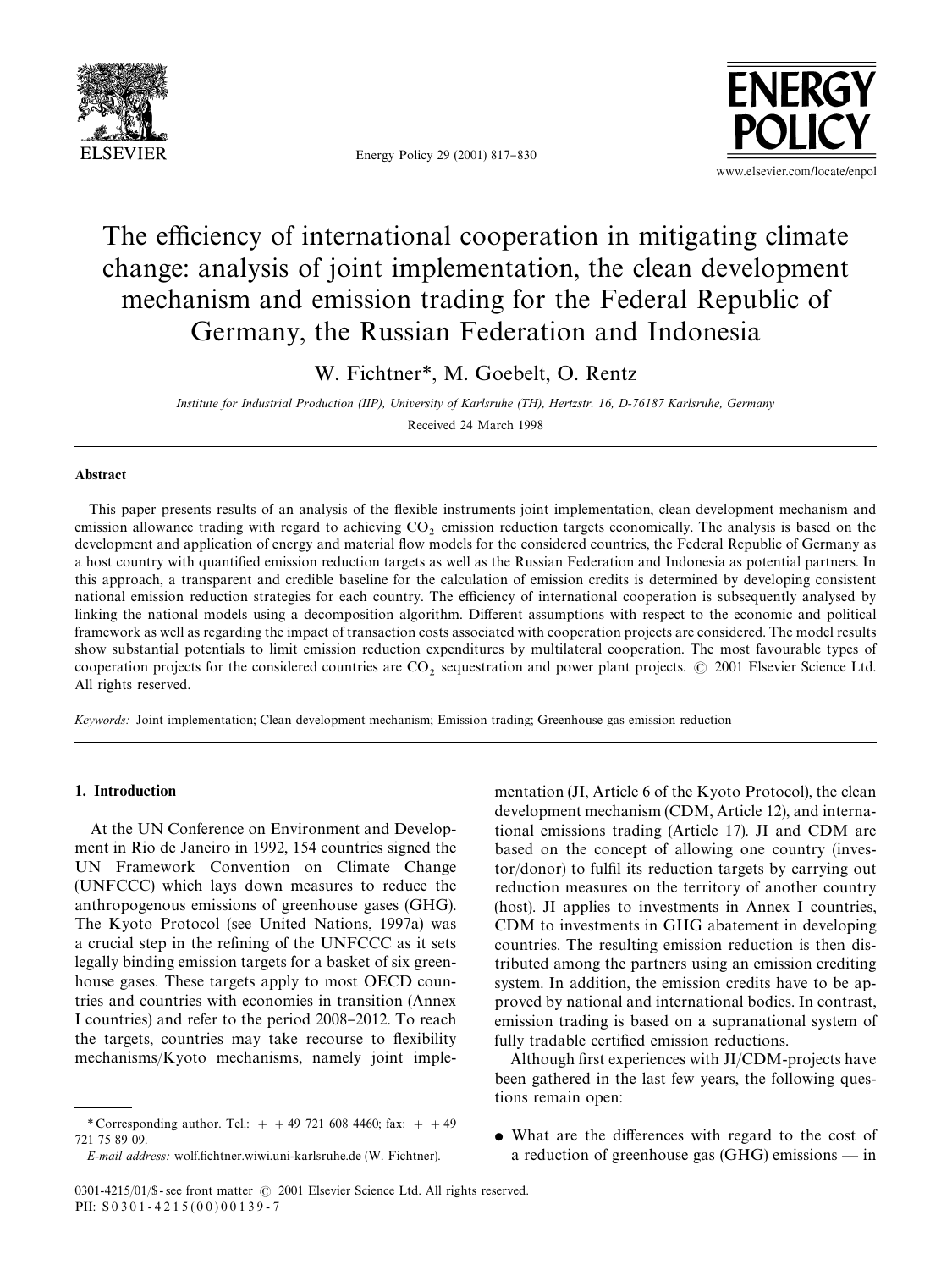# The efficiency of international cooperation in mitigating climate change: analysis of joint implementation, the clean development mechanism and emission trading for the Federal Republic of Germany, the Russian Federation and Indonesia

W. Fichtner*, M. Goebelt, O. Rentz

*Institute for Industrial Production (IIP), University of Karlsruhe (TH), Hertzstr. 16, D-76187 Karlsruhe, Germany*

Received 24 March 1998

## Abstract

This paper presents results of an analysis of the flexible instruments joint implementation, clean development mechanism and emission allowance trading with regard to achieving $CO_2$ emission reduction targets economically. The analysis is based on the development and application of energy and material flow models for the considered countries, the Federal Republic of Germany as a host country with quantified emission reduction targets as well as the Russian Federation and Indonesia as potential partners. In this approach, a transparent and credible baseline for the calculation of emission credits is determined by developing consistent national emission reduction strategies for each country. The efficiency of international cooperation is subsequently analysed by linking the national models using a decomposition algorithm. Different assumptions with respect to the economic and political framework as well as regarding the impact of transaction costs associated with cooperation projects are considered. The model results show substantial potentials to limit emission reduction expenditures by multilateral cooperation. The most favourable types of cooperation projects for the considered countries are $CO_2$ sequestration and power plant projects. © 2001 Elsevier Science Ltd. All rights reserved.

*Keywords:* Joint implementation; Clean development mechanism; Emission trading; Greenhouse gas emission reduction

## 1. Introduction

At the UN Conference on Environment and Development in Rio de Janeiro in 1992, 154 countries signed the UN Framework Convention on Climate Change (UNFCCC) which lays down measures to reduce the anthropogenous emissions of greenhouse gases (GHG). The Kyoto Protocol (see United Nations, 1997a) was a crucial step in the refining of the UNFCCC as it sets legally binding emission targets for a basket of six greenhouse gases. These targets apply to most OECD countries and countries with economies in transition (Annex I countries) and refer to the period 2008–2012. To reach the targets, countries may take recourse to flexibility mechanisms/Kyoto mechanisms, namely joint implementation (JI, Article 6 of the Kyoto Protocol), the clean development mechanism (CDM, Article 12), and international emissions trading (Article 17). JI and CDM are based on the concept of allowing one country (investor/donor) to fulfil its reduction targets by carrying out reduction measures on the territory of another country (host). JI applies to investments in Annex I countries, CDM to investments in GHG abatement in developing countries. The resulting emission reduction is then distributed among the partners using an emission crediting system. In addition, the emission credits have to be approved by national and international bodies. In contrast, emission trading is based on a supranational system of fully tradable certified emission reductions.

Although first experiences with JI/CDM-projects have been gathered in the last few years, the following questions remain open:

- What are the differences with regard to the cost of a reduction of greenhouse gas (GHG) emissions — in

\* Corresponding author. Tel.: + + 49 721 608 4460; fax: + + 49 721 75 89 09.

*E-mail address:* wolf.fichtner.wiwi.uni-karlsruhe.de (W. Fichtner).

0301-4215/01/$ - see front matter © 2001 Elsevier Science Ltd. All rights reserved.
PII: S0301-4215(00)00139-7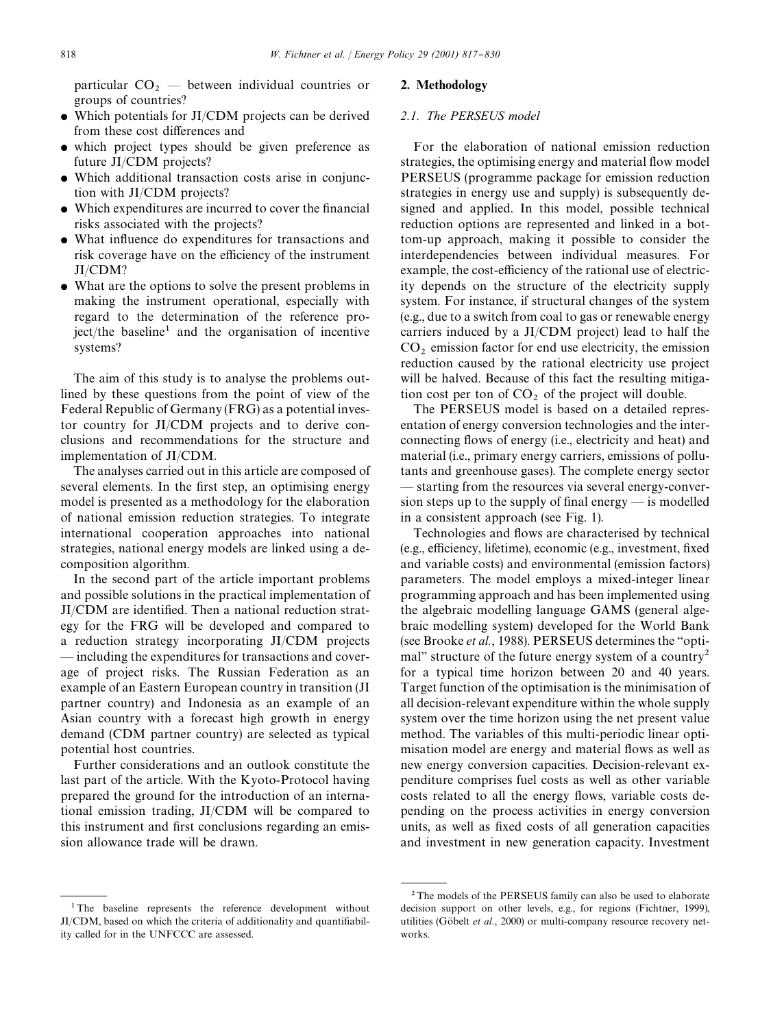particular $CO_2$ — between individual countries or groups of countries?

- Which potentials for JI/CDM projects can be derived from these cost differences and
- which project types should be given preference as future JI/CDM projects?
- Which additional transaction costs arise in conjunction with JI/CDM projects?
- Which expenditures are incurred to cover the financial risks associated with the projects?
- What influence do expenditures for transactions and risk coverage have on the efficiency of the instrument JI/CDM?
- What are the options to solve the present problems in making the instrument operational, especially with regard to the determination of the reference project/the baseline[1] and the organisation of incentive systems?

The aim of this study is to analyse the problems outlined by these questions from the point of view of the Federal Republic of Germany (FRG) as a potential investor country for JI/CDM projects and to derive conclusions and recommendations for the structure and implementation of JI/CDM.

The analyses carried out in this article are composed of several elements. In the first step, an optimising energy model is presented as a methodology for the elaboration of national emission reduction strategies. To integrate international cooperation approaches into national strategies, national energy models are linked using a decomposition algorithm.

In the second part of the article important problems and possible solutions in the practical implementation of JI/CDM are identified. Then a national reduction strategy for the FRG will be developed and compared to a reduction strategy incorporating JI/CDM projects — including the expenditures for transactions and coverage of project risks. The Russian Federation as an example of an Eastern European country in transition (JI partner country) and Indonesia as an example of an Asian country with a forecast high growth in energy demand (CDM partner country) are selected as typical potential host countries.

Further considerations and an outlook constitute the last part of the article. With the Kyoto-Protocol having prepared the ground for the introduction of an international emission trading, JI/CDM will be compared to this instrument and first conclusions regarding an emission allowance trade will be drawn.

## 2. Methodology

### 2.1. The PERSEUS model

For the elaboration of national emission reduction strategies, the optimising energy and material flow model PERSEUS (programme package for emission reduction strategies in energy use and supply) is subsequently designed and applied. In this model, possible technical reduction options are represented and linked in a bottom-up approach, making it possible to consider the interdependencies between individual measures. For example, the cost-efficiency of the rational use of electricity depends on the structure of the electricity supply system. For instance, if structural changes of the system (e.g., due to a switch from coal to gas or renewable energy carriers induced by a JI/CDM project) lead to half the $CO_2$ emission factor for end use electricity, the emission reduction caused by the rational electricity use project will be halved. Because of this fact the resulting mitigation cost per ton of $CO_2$ of the project will double.

The PERSEUS model is based on a detailed representation of energy conversion technologies and the interconnecting flows of energy (i.e., electricity and heat) and material (i.e., primary energy carriers, emissions of pollutants and greenhouse gases). The complete energy sector — starting from the resources via several energy-conversion steps up to the supply of final energy — is modelled in a consistent approach (see Fig. 1).

Technologies and flows are characterised by technical (e.g., efficiency, lifetime), economic (e.g., investment, fixed and variable costs) and environmental (emission factors) parameters. The model employs a mixed-integer linear programming approach and has been implemented using the algebraic modelling language GAMS (general algebraic modelling system) developed for the World Bank (see Brooke *et al.*, 1988). PERSEUS determines the "optimal" structure of the future energy system of a country[2] for a typical time horizon between 20 and 40 years. Target function of the optimisation is the minimisation of all decision-relevant expenditure within the whole supply system over the time horizon using the net present value method. The variables of this multi-periodic linear optimisation model are energy and material flows as well as new energy conversion capacities. Decision-relevant expenditure comprises fuel costs as well as other variable costs related to all the energy flows, variable costs depending on the process activities in energy conversion units, as well as fixed costs of all generation capacities and investment in new generation capacity. Investment

[1] The baseline represents the reference development without JI/CDM, based on which the criteria of additionality and quantifiability called for in the UNFCCC are assessed.

[2] The models of the PERSEUS family can also be used to elaborate decision support on other levels, e.g., for regions (Fichtner, 1999), utilities (Göbelt *et al.*, 2000) or multi-company resource recovery networks.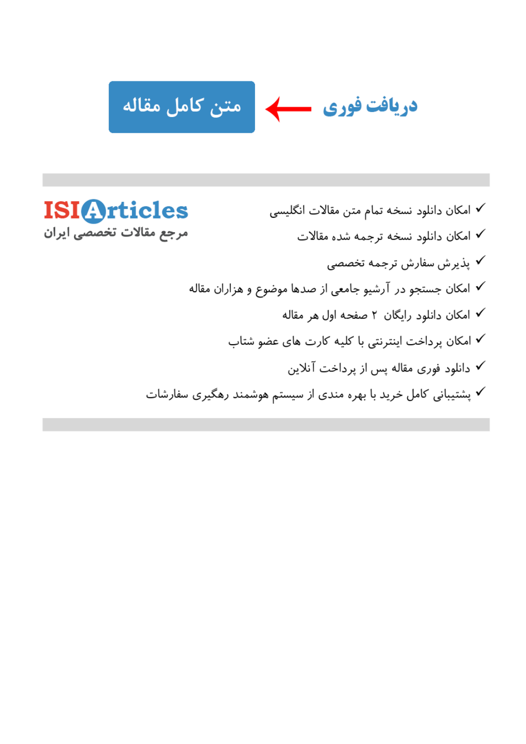دریافت فوری ← متن کامل مقاله

**ISIArticles**
مرجع مقالات تخصصی ایران

- ✓ امکان دانلود نسخه تمام متن مقالات انگلیسی
- ✓ امکان دانلود نسخه ترجمه شده مقالات
- ✓ پذیرش سفارش ترجمه تخصصی
- ✓ امکان جستجو در آرشیو جامعی از صدها موضوع و هزاران مقاله
- ✓ امکان دانلود رایگان ۲ صفحه اول هر مقاله
- ✓ امکان پرداخت اینترنتی با کلیه کارت های عضو شتاب
- ✓ دانلود فوری مقاله پس از پرداخت آنلاین
- ✓ پشتیبانی کامل خرید با بهره مندی از سیستم هوشمند رهگیری سفارشات